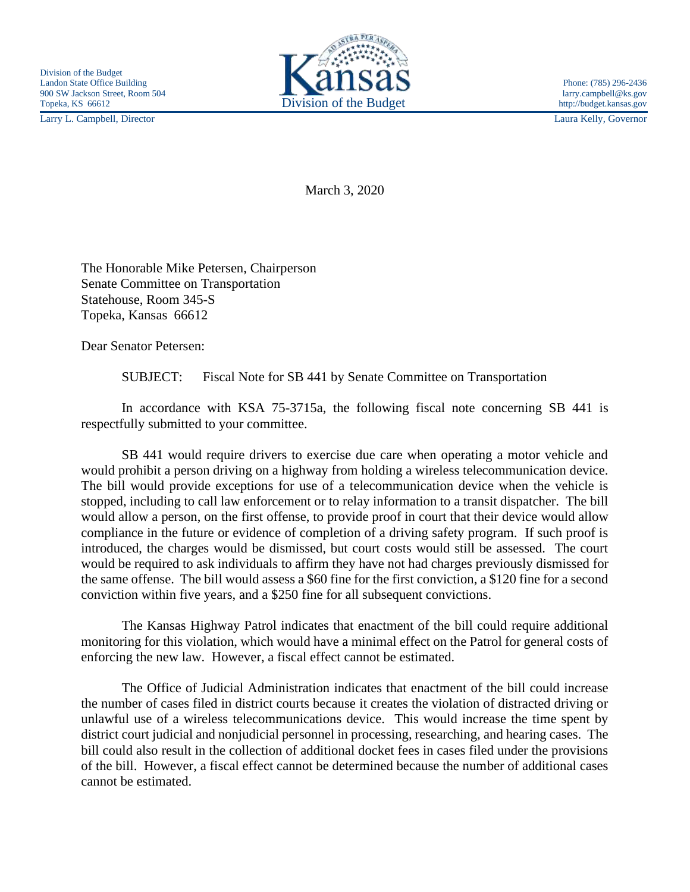Division of the Budget
Landon State Office Building
900 SW Jackson Street, Room 504
Topeka, KS 66612

Kansas
Division of the Budget

Phone: (785) 296-2436
larry.campbell@ks.gov
http://budget.kansas.gov

Larry L. Campbell, Director

Laura Kelly, Governor

March 3, 2020

The Honorable Mike Petersen, Chairperson
Senate Committee on Transportation
Statehouse, Room 345-S
Topeka, Kansas 66612

Dear Senator Petersen:

SUBJECT: Fiscal Note for SB 441 by Senate Committee on Transportation

In accordance with KSA 75-3715a, the following fiscal note concerning SB 441 is respectfully submitted to your committee.

SB 441 would require drivers to exercise due care when operating a motor vehicle and would prohibit a person driving on a highway from holding a wireless telecommunication device. The bill would provide exceptions for use of a telecommunication device when the vehicle is stopped, including to call law enforcement or to relay information to a transit dispatcher. The bill would allow a person, on the first offense, to provide proof in court that their device would allow compliance in the future or evidence of completion of a driving safety program. If such proof is introduced, the charges would be dismissed, but court costs would still be assessed. The court would be required to ask individuals to affirm they have not had charges previously dismissed for the same offense. The bill would assess a $60 fine for the first conviction, a $120 fine for a second conviction within five years, and a $250 fine for all subsequent convictions.

The Kansas Highway Patrol indicates that enactment of the bill could require additional monitoring for this violation, which would have a minimal effect on the Patrol for general costs of enforcing the new law. However, a fiscal effect cannot be estimated.

The Office of Judicial Administration indicates that enactment of the bill could increase the number of cases filed in district courts because it creates the violation of distracted driving or unlawful use of a wireless telecommunications device. This would increase the time spent by district court judicial and nonjudicial personnel in processing, researching, and hearing cases. The bill could also result in the collection of additional docket fees in cases filed under the provisions of the bill. However, a fiscal effect cannot be determined because the number of additional cases cannot be estimated.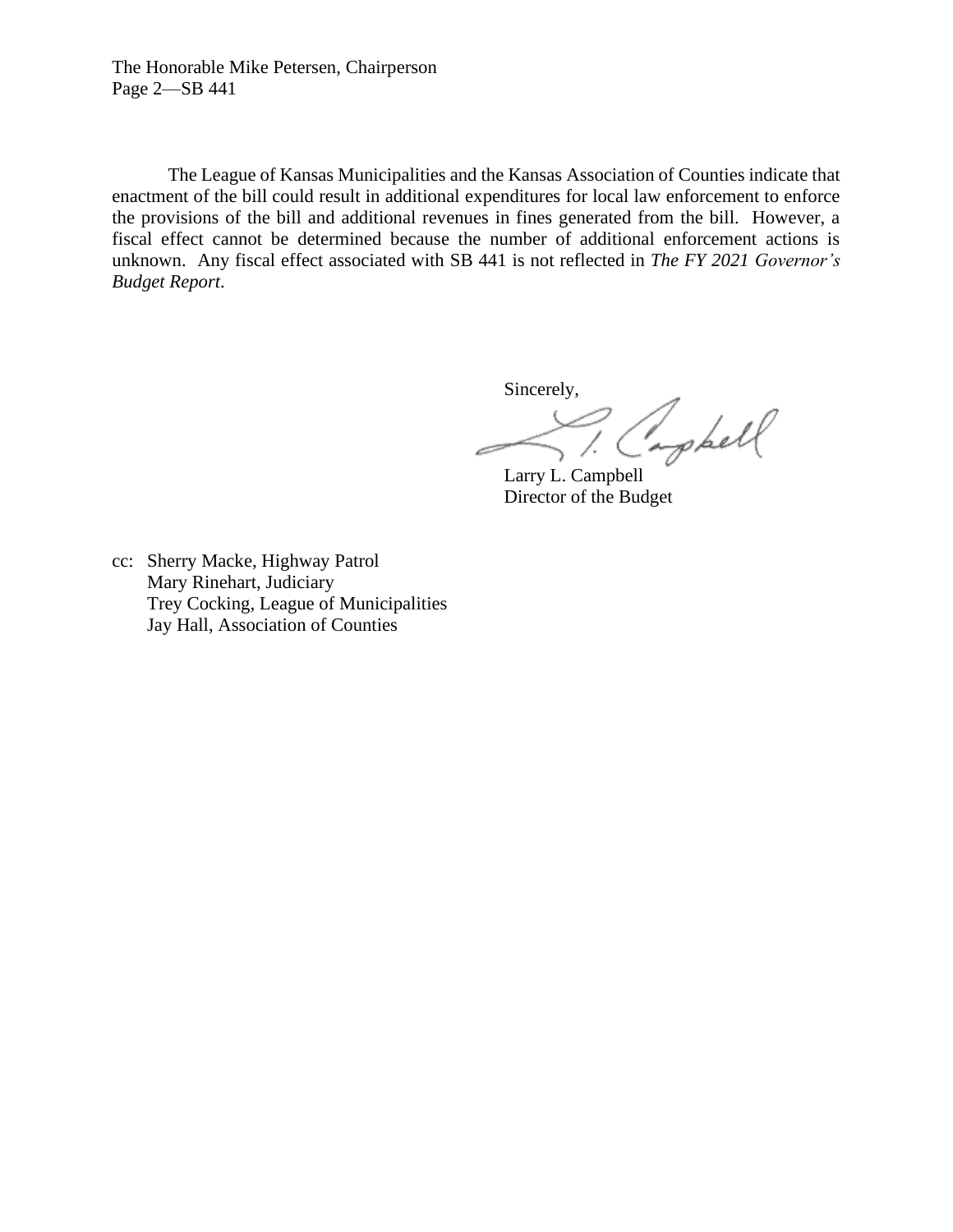The League of Kansas Municipalities and the Kansas Association of Counties indicate that enactment of the bill could result in additional expenditures for local law enforcement to enforce the provisions of the bill and additional revenues in fines generated from the bill. However, a fiscal effect cannot be determined because the number of additional enforcement actions is unknown. Any fiscal effect associated with SB 441 is not reflected in *The FY 2021 Governor's Budget Report*.

Sincerely,

Larry L. Campbell
Director of the Budget

cc: Sherry Macke, Highway Patrol
Mary Rinehart, Judiciary
Trey Cocking, League of Municipalities
Jay Hall, Association of Counties